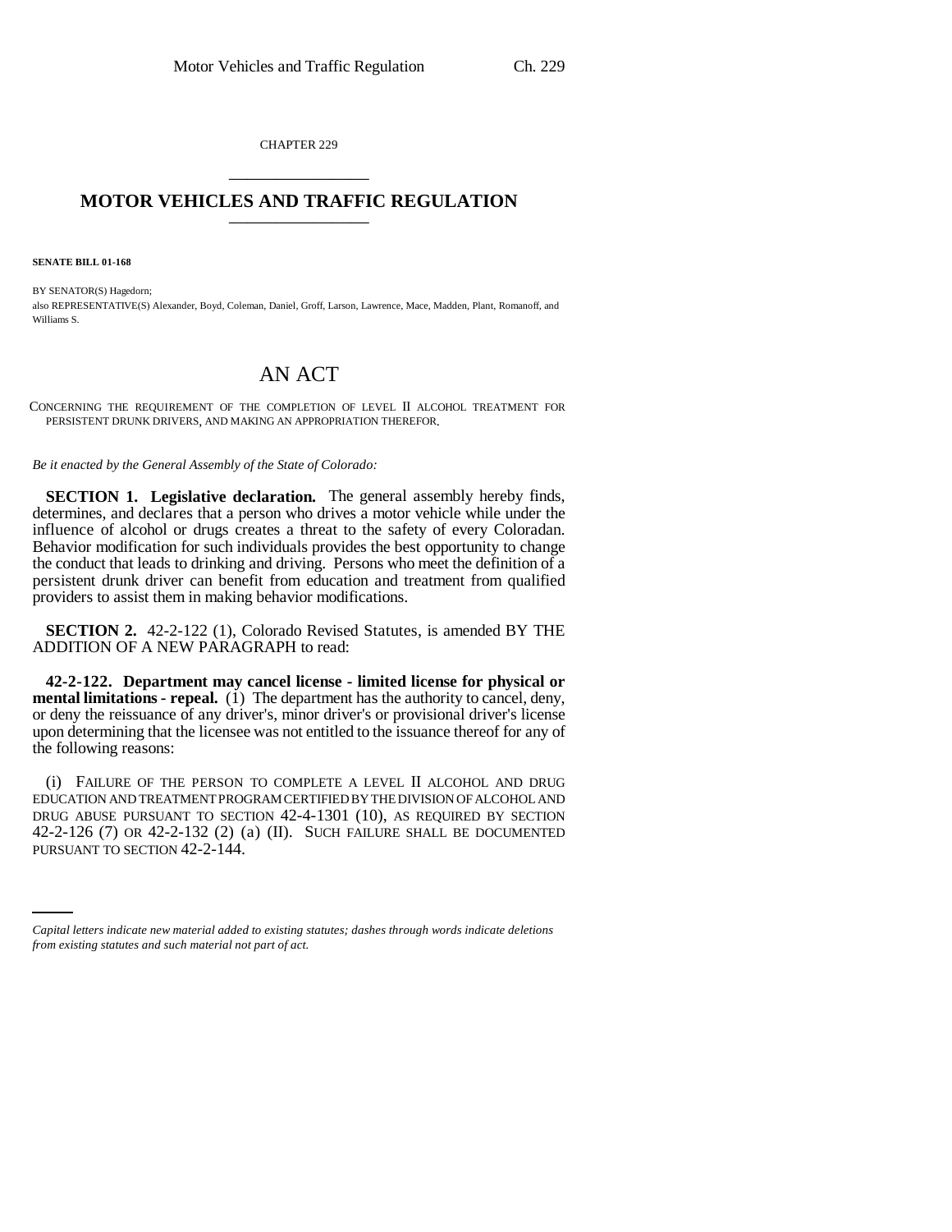CHAPTER 229

# MOTOR VEHICLES AND TRAFFIC REGULATION

**SENATE BILL 01-168**

BY SENATOR(S) Hagedorn;
also REPRESENTATIVE(S) Alexander, Boyd, Coleman, Daniel, Groff, Larson, Lawrence, Mace, Madden, Plant, Romanoff, and Williams S.

## AN ACT

CONCERNING THE REQUIREMENT OF THE COMPLETION OF LEVEL II ALCOHOL TREATMENT FOR PERSISTENT DRUNK DRIVERS, AND MAKING AN APPROPRIATION THEREFOR.

*Be it enacted by the General Assembly of the State of Colorado:*

**SECTION 1. Legislative declaration.** The general assembly hereby finds, determines, and declares that a person who drives a motor vehicle while under the influence of alcohol or drugs creates a threat to the safety of every Coloradan. Behavior modification for such individuals provides the best opportunity to change the conduct that leads to drinking and driving. Persons who meet the definition of a persistent drunk driver can benefit from education and treatment from qualified providers to assist them in making behavior modifications.

**SECTION 2.** 42-2-122 (1), Colorado Revised Statutes, is amended BY THE ADDITION OF A NEW PARAGRAPH to read:

**42-2-122. Department may cancel license - limited license for physical or mental limitations - repeal.** (1) The department has the authority to cancel, deny, or deny the reissuance of any driver's, minor driver's or provisional driver's license upon determining that the licensee was not entitled to the issuance thereof for any of the following reasons:

(i) FAILURE OF THE PERSON TO COMPLETE A LEVEL II ALCOHOL AND DRUG EDUCATION AND TREATMENT PROGRAM CERTIFIED BY THE DIVISION OF ALCOHOL AND DRUG ABUSE PURSUANT TO SECTION 42-4-1301 (10), AS REQUIRED BY SECTION 42-2-126 (7) OR 42-2-132 (2) (a) (II). SUCH FAILURE SHALL BE DOCUMENTED PURSUANT TO SECTION 42-2-144.

*Capital letters indicate new material added to existing statutes; dashes through words indicate deletions from existing statutes and such material not part of act.*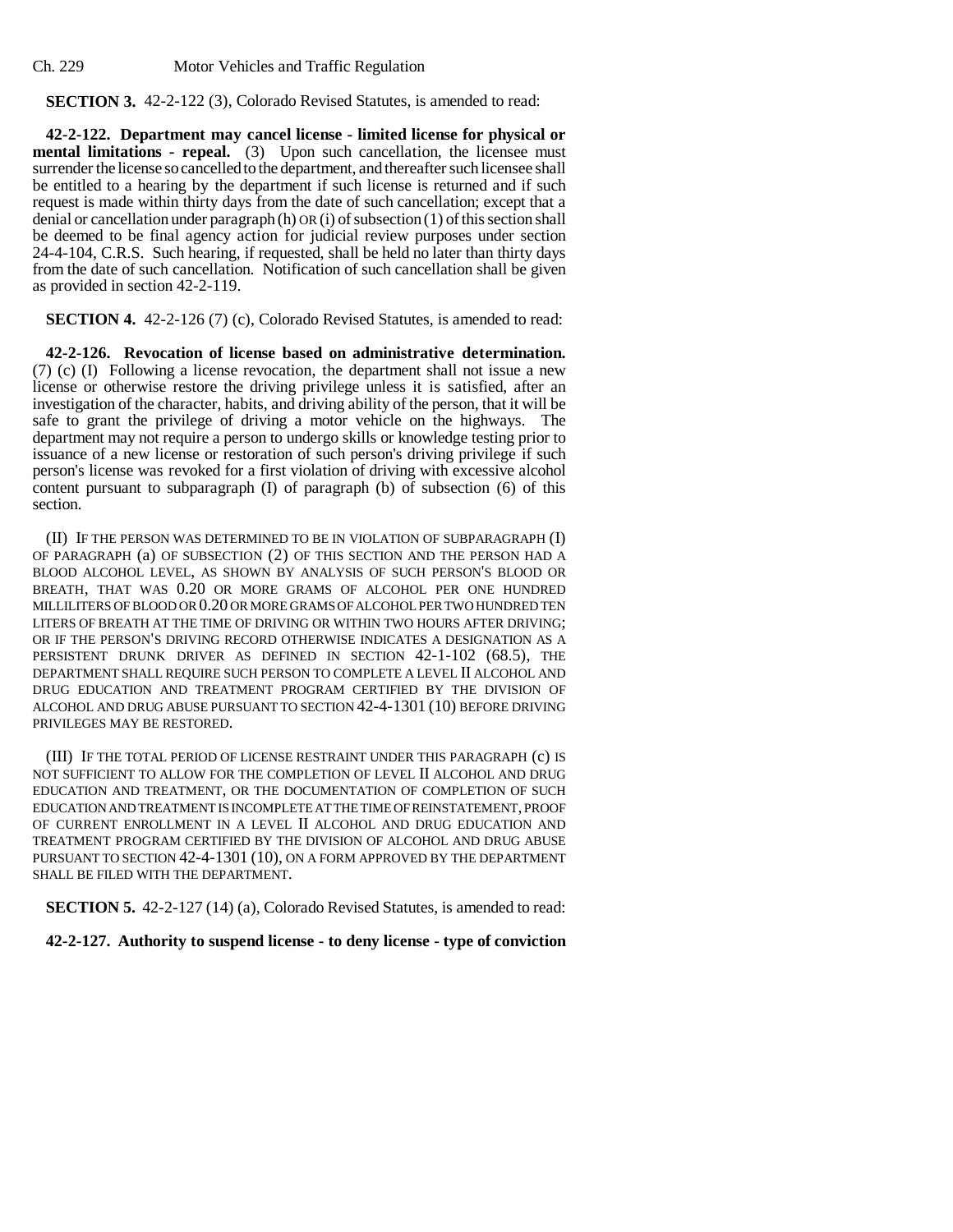**SECTION 3.** 42-2-122 (3), Colorado Revised Statutes, is amended to read:

**42-2-122. Department may cancel license - limited license for physical or mental limitations - repeal.** (3) Upon such cancellation, the licensee must surrender the license so cancelled to the department, and thereafter such licensee shall be entitled to a hearing by the department if such license is returned and if such request is made within thirty days from the date of such cancellation; except that a denial or cancellation under paragraph (h) OR (i) of subsection (1) of this section shall be deemed to be final agency action for judicial review purposes under section 24-4-104, C.R.S. Such hearing, if requested, shall be held no later than thirty days from the date of such cancellation. Notification of such cancellation shall be given as provided in section 42-2-119.

**SECTION 4.** 42-2-126 (7) (c), Colorado Revised Statutes, is amended to read:

**42-2-126. Revocation of license based on administrative determination.** (7) (c) (I) Following a license revocation, the department shall not issue a new license or otherwise restore the driving privilege unless it is satisfied, after an investigation of the character, habits, and driving ability of the person, that it will be safe to grant the privilege of driving a motor vehicle on the highways. The department may not require a person to undergo skills or knowledge testing prior to issuance of a new license or restoration of such person's driving privilege if such person's license was revoked for a first violation of driving with excessive alcohol content pursuant to subparagraph (I) of paragraph (b) of subsection (6) of this section.

(II) IF THE PERSON WAS DETERMINED TO BE IN VIOLATION OF SUBPARAGRAPH (I) OF PARAGRAPH (a) OF SUBSECTION (2) OF THIS SECTION AND THE PERSON HAD A BLOOD ALCOHOL LEVEL, AS SHOWN BY ANALYSIS OF SUCH PERSON'S BLOOD OR BREATH, THAT WAS 0.20 OR MORE GRAMS OF ALCOHOL PER ONE HUNDRED MILLILITERS OF BLOOD OR 0.20 OR MORE GRAMS OF ALCOHOL PER TWO HUNDRED TEN LITERS OF BREATH AT THE TIME OF DRIVING OR WITHIN TWO HOURS AFTER DRIVING; OR IF THE PERSON'S DRIVING RECORD OTHERWISE INDICATES A DESIGNATION AS A PERSISTENT DRUNK DRIVER AS DEFINED IN SECTION 42-1-102 (68.5), THE DEPARTMENT SHALL REQUIRE SUCH PERSON TO COMPLETE A LEVEL II ALCOHOL AND DRUG EDUCATION AND TREATMENT PROGRAM CERTIFIED BY THE DIVISION OF ALCOHOL AND DRUG ABUSE PURSUANT TO SECTION 42-4-1301 (10) BEFORE DRIVING PRIVILEGES MAY BE RESTORED.

(III) IF THE TOTAL PERIOD OF LICENSE RESTRAINT UNDER THIS PARAGRAPH (c) IS NOT SUFFICIENT TO ALLOW FOR THE COMPLETION OF LEVEL II ALCOHOL AND DRUG EDUCATION AND TREATMENT, OR THE DOCUMENTATION OF COMPLETION OF SUCH EDUCATION AND TREATMENT IS INCOMPLETE AT THE TIME OF REINSTATEMENT, PROOF OF CURRENT ENROLLMENT IN A LEVEL II ALCOHOL AND DRUG EDUCATION AND TREATMENT PROGRAM CERTIFIED BY THE DIVISION OF ALCOHOL AND DRUG ABUSE PURSUANT TO SECTION 42-4-1301 (10), ON A FORM APPROVED BY THE DEPARTMENT SHALL BE FILED WITH THE DEPARTMENT.

**SECTION 5.** 42-2-127 (14) (a), Colorado Revised Statutes, is amended to read:

**42-2-127. Authority to suspend license - to deny license - type of conviction**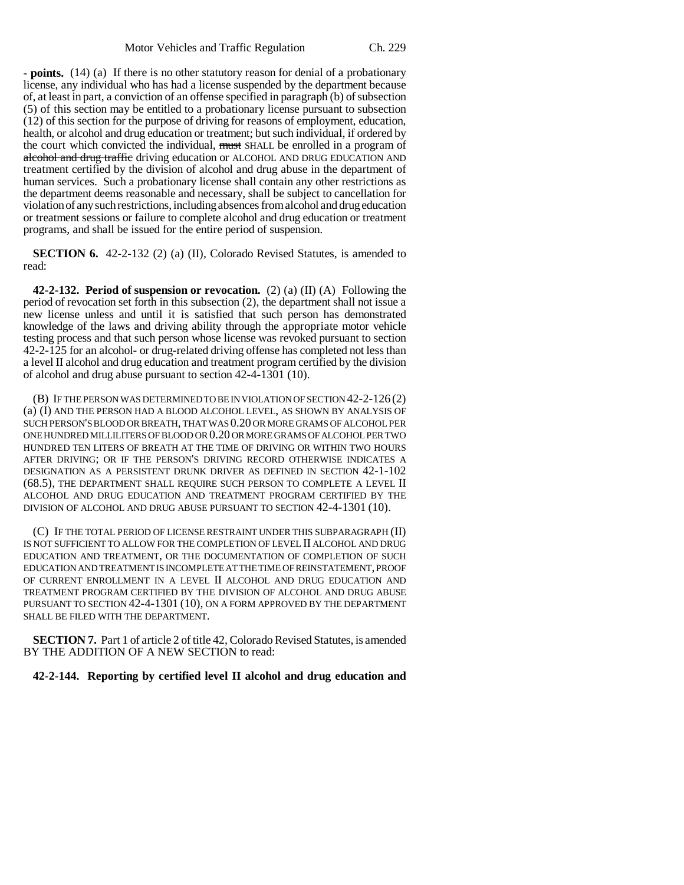**- points.** (14) (a) If there is no other statutory reason for denial of a probationary license, any individual who has had a license suspended by the department because of, at least in part, a conviction of an offense specified in paragraph (b) of subsection (5) of this section may be entitled to a probationary license pursuant to subsection (12) of this section for the purpose of driving for reasons of employment, education, health, or alcohol and drug education or treatment; but such individual, if ordered by the court which convicted the individual, ~~must~~ SHALL be enrolled in a program of ~~alcohol and drug traffic~~ driving education or ALCOHOL AND DRUG EDUCATION AND treatment certified by the division of alcohol and drug abuse in the department of human services. Such a probationary license shall contain any other restrictions as the department deems reasonable and necessary, shall be subject to cancellation for violation of any such restrictions, including absences from alcohol and drug education or treatment sessions or failure to complete alcohol and drug education or treatment programs, and shall be issued for the entire period of suspension.

**SECTION 6.** 42-2-132 (2) (a) (II), Colorado Revised Statutes, is amended to read:

**42-2-132. Period of suspension or revocation.** (2) (a) (II) (A) Following the period of revocation set forth in this subsection (2), the department shall not issue a new license unless and until it is satisfied that such person has demonstrated knowledge of the laws and driving ability through the appropriate motor vehicle testing process and that such person whose license was revoked pursuant to section 42-2-125 for an alcohol- or drug-related driving offense has completed not less than a level II alcohol and drug education and treatment program certified by the division of alcohol and drug abuse pursuant to section 42-4-1301 (10).

(B) IF THE PERSON WAS DETERMINED TO BE IN VIOLATION OF SECTION 42-2-126 (2) (a) (I) AND THE PERSON HAD A BLOOD ALCOHOL LEVEL, AS SHOWN BY ANALYSIS OF SUCH PERSON'S BLOOD OR BREATH, THAT WAS 0.20 OR MORE GRAMS OF ALCOHOL PER ONE HUNDRED MILLILITERS OF BLOOD OR 0.20 OR MORE GRAMS OF ALCOHOL PER TWO HUNDRED TEN LITERS OF BREATH AT THE TIME OF DRIVING OR WITHIN TWO HOURS AFTER DRIVING; OR IF THE PERSON'S DRIVING RECORD OTHERWISE INDICATES A DESIGNATION AS A PERSISTENT DRUNK DRIVER AS DEFINED IN SECTION 42-1-102 (68.5), THE DEPARTMENT SHALL REQUIRE SUCH PERSON TO COMPLETE A LEVEL II ALCOHOL AND DRUG EDUCATION AND TREATMENT PROGRAM CERTIFIED BY THE DIVISION OF ALCOHOL AND DRUG ABUSE PURSUANT TO SECTION 42-4-1301 (10).

(C) IF THE TOTAL PERIOD OF LICENSE RESTRAINT UNDER THIS SUBPARAGRAPH (II) IS NOT SUFFICIENT TO ALLOW FOR THE COMPLETION OF LEVEL II ALCOHOL AND DRUG EDUCATION AND TREATMENT, OR THE DOCUMENTATION OF COMPLETION OF SUCH EDUCATION AND TREATMENT IS INCOMPLETE AT THE TIME OF REINSTATEMENT, PROOF OF CURRENT ENROLLMENT IN A LEVEL II ALCOHOL AND DRUG EDUCATION AND TREATMENT PROGRAM CERTIFIED BY THE DIVISION OF ALCOHOL AND DRUG ABUSE PURSUANT TO SECTION 42-4-1301 (10), ON A FORM APPROVED BY THE DEPARTMENT SHALL BE FILED WITH THE DEPARTMENT.

**SECTION 7.** Part 1 of article 2 of title 42, Colorado Revised Statutes, is amended BY THE ADDITION OF A NEW SECTION to read:

**42-2-144. Reporting by certified level II alcohol and drug education and**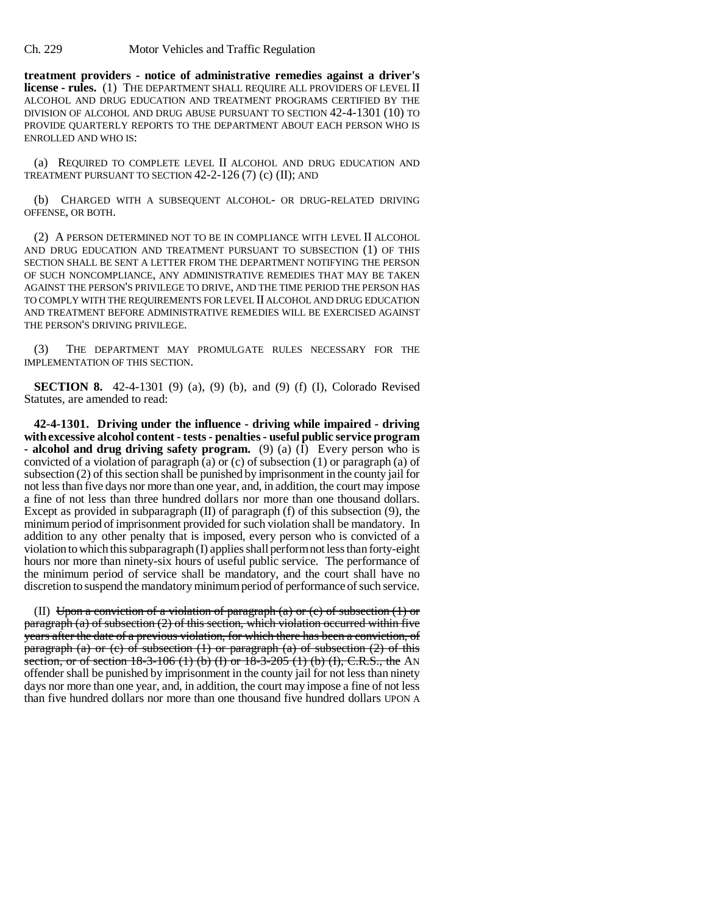**treatment providers - notice of administrative remedies against a driver's license - rules.** (1) THE DEPARTMENT SHALL REQUIRE ALL PROVIDERS OF LEVEL II ALCOHOL AND DRUG EDUCATION AND TREATMENT PROGRAMS CERTIFIED BY THE DIVISION OF ALCOHOL AND DRUG ABUSE PURSUANT TO SECTION 42-4-1301 (10) TO PROVIDE QUARTERLY REPORTS TO THE DEPARTMENT ABOUT EACH PERSON WHO IS ENROLLED AND WHO IS:

(a) REQUIRED TO COMPLETE LEVEL II ALCOHOL AND DRUG EDUCATION AND TREATMENT PURSUANT TO SECTION 42-2-126 (7) (c) (II); AND

(b) CHARGED WITH A SUBSEQUENT ALCOHOL- OR DRUG-RELATED DRIVING OFFENSE, OR BOTH.

(2) A PERSON DETERMINED NOT TO BE IN COMPLIANCE WITH LEVEL II ALCOHOL AND DRUG EDUCATION AND TREATMENT PURSUANT TO SUBSECTION (1) OF THIS SECTION SHALL BE SENT A LETTER FROM THE DEPARTMENT NOTIFYING THE PERSON OF SUCH NONCOMPLIANCE, ANY ADMINISTRATIVE REMEDIES THAT MAY BE TAKEN AGAINST THE PERSON'S PRIVILEGE TO DRIVE, AND THE TIME PERIOD THE PERSON HAS TO COMPLY WITH THE REQUIREMENTS FOR LEVEL II ALCOHOL AND DRUG EDUCATION AND TREATMENT BEFORE ADMINISTRATIVE REMEDIES WILL BE EXERCISED AGAINST THE PERSON'S DRIVING PRIVILEGE.

(3) THE DEPARTMENT MAY PROMULGATE RULES NECESSARY FOR THE IMPLEMENTATION OF THIS SECTION.

**SECTION 8.** 42-4-1301 (9) (a), (9) (b), and (9) (f) (I), Colorado Revised Statutes, are amended to read:

**42-4-1301. Driving under the influence - driving while impaired - driving with excessive alcohol content - tests - penalties - useful public service program - alcohol and drug driving safety program.** (9) (a) (I) Every person who is convicted of a violation of paragraph (a) or (c) of subsection (1) or paragraph (a) of subsection (2) of this section shall be punished by imprisonment in the county jail for not less than five days nor more than one year, and, in addition, the court may impose a fine of not less than three hundred dollars nor more than one thousand dollars. Except as provided in subparagraph (II) of paragraph (f) of this subsection (9), the minimum period of imprisonment provided for such violation shall be mandatory. In addition to any other penalty that is imposed, every person who is convicted of a violation to which this subparagraph (I) applies shall perform not less than forty-eight hours nor more than ninety-six hours of useful public service. The performance of the minimum period of service shall be mandatory, and the court shall have no discretion to suspend the mandatory minimum period of performance of such service.

(II) ~~Upon a conviction of a violation of paragraph (a) or (c) of subsection (1) or paragraph (a) of subsection (2) of this section, which violation occurred within five years after the date of a previous violation, for which there has been a conviction, of paragraph (a) or (c) of subsection (1) or paragraph (a) of subsection (2) of this section, or of section 18-3-106 (1) (b) (I) or 18-3-205 (1) (b) (I), C.R.S., the~~ AN offender shall be punished by imprisonment in the county jail for not less than ninety days nor more than one year, and, in addition, the court may impose a fine of not less than five hundred dollars nor more than one thousand five hundred dollars UPON A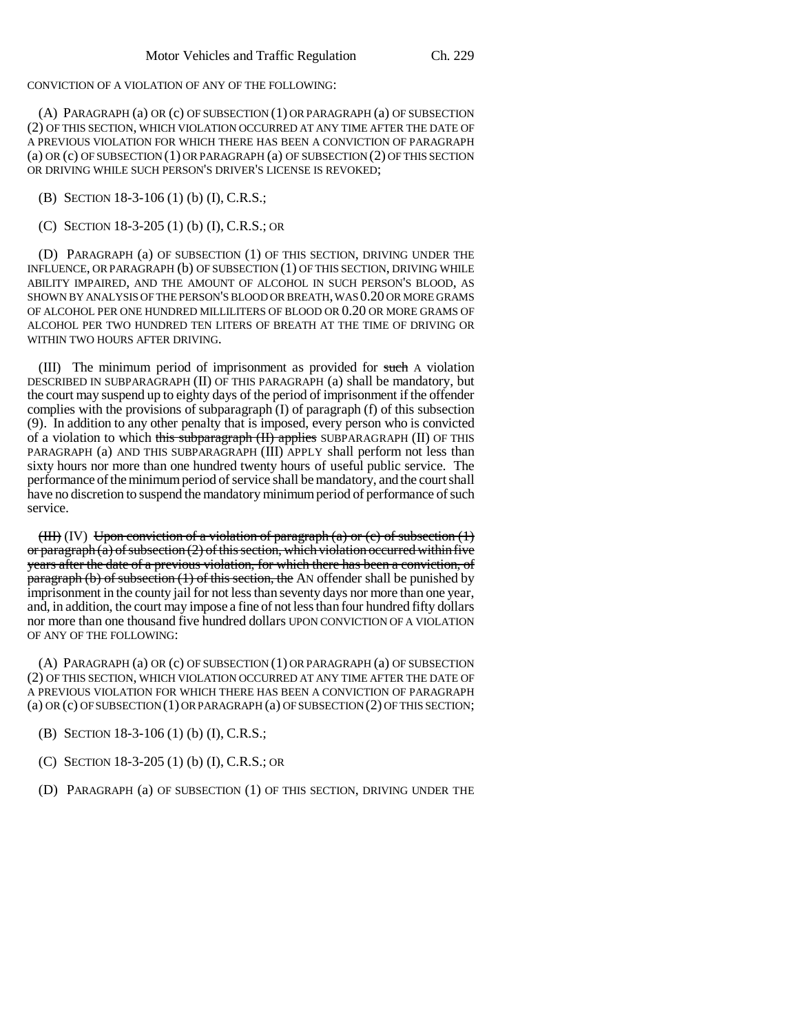CONVICTION OF A VIOLATION OF ANY OF THE FOLLOWING:

(A) PARAGRAPH (a) OR (c) OF SUBSECTION (1) OR PARAGRAPH (a) OF SUBSECTION (2) OF THIS SECTION, WHICH VIOLATION OCCURRED AT ANY TIME AFTER THE DATE OF A PREVIOUS VIOLATION FOR WHICH THERE HAS BEEN A CONVICTION OF PARAGRAPH (a) OR (c) OF SUBSECTION (1) OR PARAGRAPH (a) OF SUBSECTION (2) OF THIS SECTION OR DRIVING WHILE SUCH PERSON'S DRIVER'S LICENSE IS REVOKED;

(B) SECTION 18-3-106 (1) (b) (I), C.R.S.;

(C) SECTION 18-3-205 (1) (b) (I), C.R.S.; OR

(D) PARAGRAPH (a) OF SUBSECTION (1) OF THIS SECTION, DRIVING UNDER THE INFLUENCE, OR PARAGRAPH (b) OF SUBSECTION (1) OF THIS SECTION, DRIVING WHILE ABILITY IMPAIRED, AND THE AMOUNT OF ALCOHOL IN SUCH PERSON'S BLOOD, AS SHOWN BY ANALYSIS OF THE PERSON'S BLOOD OR BREATH, WAS 0.20 OR MORE GRAMS OF ALCOHOL PER ONE HUNDRED MILLILITERS OF BLOOD OR 0.20 OR MORE GRAMS OF ALCOHOL PER TWO HUNDRED TEN LITERS OF BREATH AT THE TIME OF DRIVING OR WITHIN TWO HOURS AFTER DRIVING.

(III) The minimum period of imprisonment as provided for ~~such~~ A violation DESCRIBED IN SUBPARAGRAPH (II) OF THIS PARAGRAPH (a) shall be mandatory, but the court may suspend up to eighty days of the period of imprisonment if the offender complies with the provisions of subparagraph (I) of paragraph (f) of this subsection (9). In addition to any other penalty that is imposed, every person who is convicted of a violation to which ~~this subparagraph (II) applies~~ SUBPARAGRAPH (II) OF THIS PARAGRAPH (a) AND THIS SUBPARAGRAPH (III) APPLY shall perform not less than sixty hours nor more than one hundred twenty hours of useful public service. The performance of the minimum period of service shall be mandatory, and the court shall have no discretion to suspend the mandatory minimum period of performance of such service.

~~(III)~~ (IV) ~~Upon conviction of a violation of paragraph (a) or (c) of subsection (1) or paragraph (a) of subsection (2) of this section, which violation occurred within five years after the date of a previous violation, for which there has been a conviction, of paragraph (b) of subsection (1) of this section, the~~ AN offender shall be punished by imprisonment in the county jail for not less than seventy days nor more than one year, and, in addition, the court may impose a fine of not less than four hundred fifty dollars nor more than one thousand five hundred dollars UPON CONVICTION OF A VIOLATION OF ANY OF THE FOLLOWING:

(A) PARAGRAPH (a) OR (c) OF SUBSECTION (1) OR PARAGRAPH (a) OF SUBSECTION (2) OF THIS SECTION, WHICH VIOLATION OCCURRED AT ANY TIME AFTER THE DATE OF A PREVIOUS VIOLATION FOR WHICH THERE HAS BEEN A CONVICTION OF PARAGRAPH (a) OR (c) OF SUBSECTION (1) OR PARAGRAPH (a) OF SUBSECTION (2) OF THIS SECTION;

(B) SECTION 18-3-106 (1) (b) (I), C.R.S.;

(C) SECTION 18-3-205 (1) (b) (I), C.R.S.; OR

(D) PARAGRAPH (a) OF SUBSECTION (1) OF THIS SECTION, DRIVING UNDER THE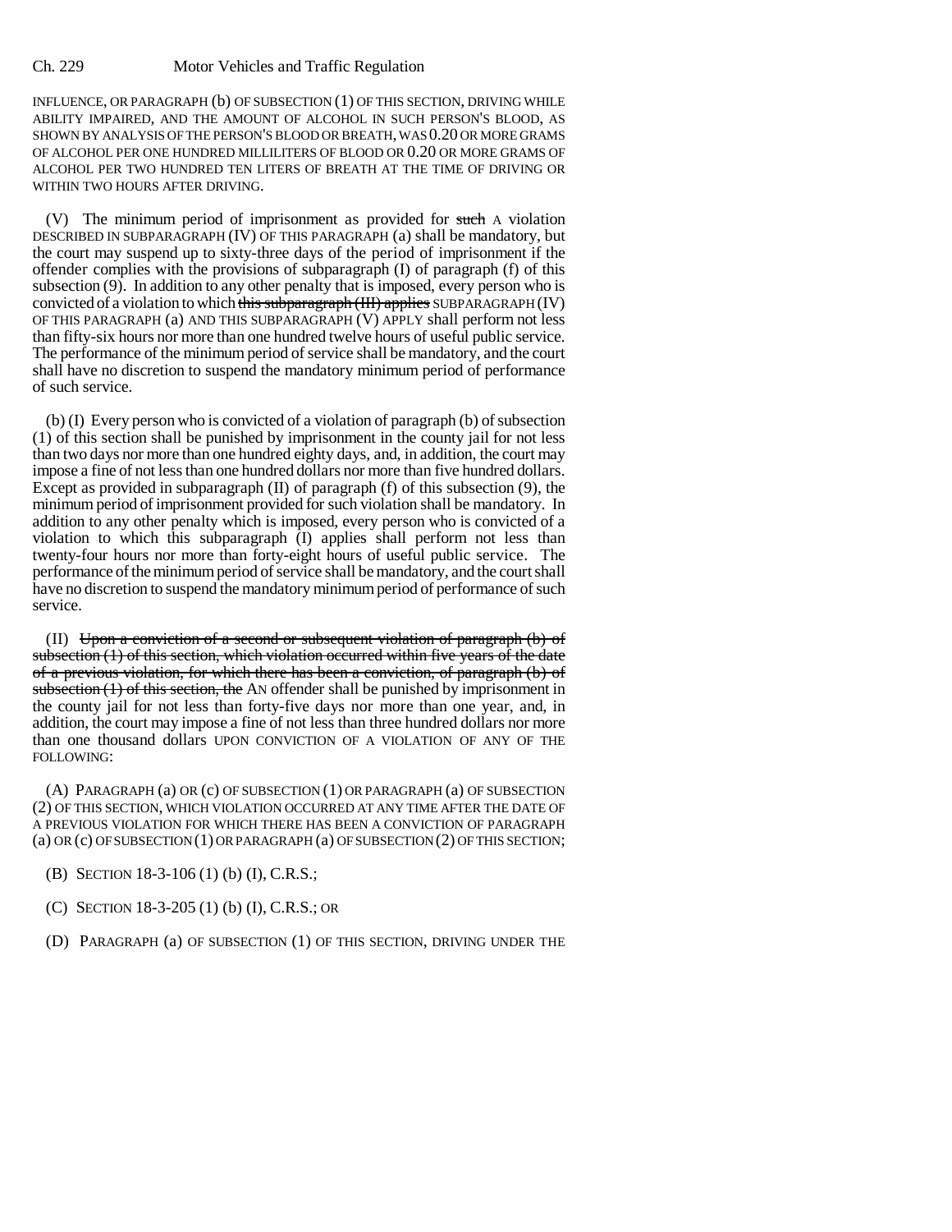INFLUENCE, OR PARAGRAPH (b) OF SUBSECTION (1) OF THIS SECTION, DRIVING WHILE ABILITY IMPAIRED, AND THE AMOUNT OF ALCOHOL IN SUCH PERSON'S BLOOD, AS SHOWN BY ANALYSIS OF THE PERSON'S BLOOD OR BREATH, WAS 0.20 OR MORE GRAMS OF ALCOHOL PER ONE HUNDRED MILLILITERS OF BLOOD OR 0.20 OR MORE GRAMS OF ALCOHOL PER TWO HUNDRED TEN LITERS OF BREATH AT THE TIME OF DRIVING OR WITHIN TWO HOURS AFTER DRIVING.

(V) The minimum period of imprisonment as provided for ~~such~~ A violation DESCRIBED IN SUBPARAGRAPH (IV) OF THIS PARAGRAPH (a) shall be mandatory, but the court may suspend up to sixty-three days of the period of imprisonment if the offender complies with the provisions of subparagraph (I) of paragraph (f) of this subsection (9). In addition to any other penalty that is imposed, every person who is convicted of a violation to which ~~this subparagraph (III) applies~~ SUBPARAGRAPH (IV) OF THIS PARAGRAPH (a) AND THIS SUBPARAGRAPH (V) APPLY shall perform not less than fifty-six hours nor more than one hundred twelve hours of useful public service. The performance of the minimum period of service shall be mandatory, and the court shall have no discretion to suspend the mandatory minimum period of performance of such service.

(b) (I) Every person who is convicted of a violation of paragraph (b) of subsection (1) of this section shall be punished by imprisonment in the county jail for not less than two days nor more than one hundred eighty days, and, in addition, the court may impose a fine of not less than one hundred dollars nor more than five hundred dollars. Except as provided in subparagraph (II) of paragraph (f) of this subsection (9), the minimum period of imprisonment provided for such violation shall be mandatory. In addition to any other penalty which is imposed, every person who is convicted of a violation to which this subparagraph (I) applies shall perform not less than twenty-four hours nor more than forty-eight hours of useful public service. The performance of the minimum period of service shall be mandatory, and the court shall have no discretion to suspend the mandatory minimum period of performance of such service.

(II) ~~Upon a conviction of a second or subsequent violation of paragraph (b) of subsection (1) of this section, which violation occurred within five years of the date of a previous violation, for which there has been a conviction, of paragraph (b) of subsection (1) of this section, the~~ AN offender shall be punished by imprisonment in the county jail for not less than forty-five days nor more than one year, and, in addition, the court may impose a fine of not less than three hundred dollars nor more than one thousand dollars UPON CONVICTION OF A VIOLATION OF ANY OF THE FOLLOWING:

(A) PARAGRAPH (a) OR (c) OF SUBSECTION (1) OR PARAGRAPH (a) OF SUBSECTION (2) OF THIS SECTION, WHICH VIOLATION OCCURRED AT ANY TIME AFTER THE DATE OF A PREVIOUS VIOLATION FOR WHICH THERE HAS BEEN A CONVICTION OF PARAGRAPH (a) OR (c) OF SUBSECTION (1) OR PARAGRAPH (a) OF SUBSECTION (2) OF THIS SECTION;

(B) SECTION 18-3-106 (1) (b) (I), C.R.S.;

(C) SECTION 18-3-205 (1) (b) (I), C.R.S.; OR

(D) PARAGRAPH (a) OF SUBSECTION (1) OF THIS SECTION, DRIVING UNDER THE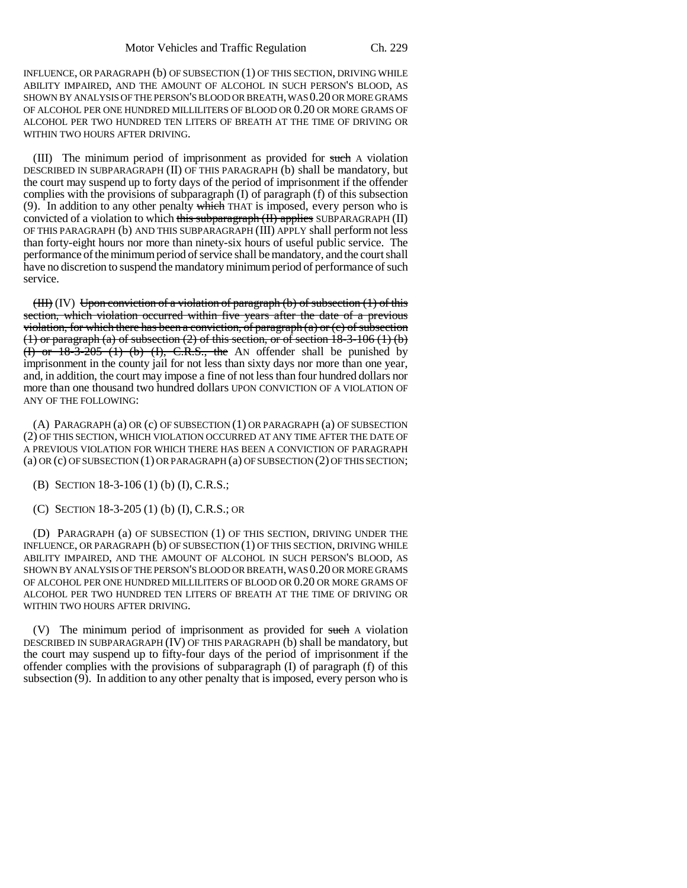INFLUENCE, OR PARAGRAPH (b) OF SUBSECTION (1) OF THIS SECTION, DRIVING WHILE ABILITY IMPAIRED, AND THE AMOUNT OF ALCOHOL IN SUCH PERSON'S BLOOD, AS SHOWN BY ANALYSIS OF THE PERSON'S BLOOD OR BREATH, WAS 0.20 OR MORE GRAMS OF ALCOHOL PER ONE HUNDRED MILLILITERS OF BLOOD OR 0.20 OR MORE GRAMS OF ALCOHOL PER TWO HUNDRED TEN LITERS OF BREATH AT THE TIME OF DRIVING OR WITHIN TWO HOURS AFTER DRIVING.

(III) The minimum period of imprisonment as provided for ~~such~~ A violation DESCRIBED IN SUBPARAGRAPH (II) OF THIS PARAGRAPH (b) shall be mandatory, but the court may suspend up to forty days of the period of imprisonment if the offender complies with the provisions of subparagraph (I) of paragraph (f) of this subsection (9). In addition to any other penalty ~~which~~ THAT is imposed, every person who is convicted of a violation to which ~~this subparagraph (II) applies~~ SUBPARAGRAPH (II) OF THIS PARAGRAPH (b) AND THIS SUBPARAGRAPH (III) APPLY shall perform not less than forty-eight hours nor more than ninety-six hours of useful public service. The performance of the minimum period of service shall be mandatory, and the court shall have no discretion to suspend the mandatory minimum period of performance of such service.

~~(III)~~ (IV) ~~Upon conviction of a violation of paragraph (b) of subsection (1) of this section, which violation occurred within five years after the date of a previous violation, for which there has been a conviction, of paragraph (a) or (c) of subsection (1) or paragraph (a) of subsection (2) of this section, or of section 18-3-106 (1) (b) (I) or 18-3-205 (1) (b) (I), C.R.S., the~~ AN offender shall be punished by imprisonment in the county jail for not less than sixty days nor more than one year, and, in addition, the court may impose a fine of not less than four hundred dollars nor more than one thousand two hundred dollars UPON CONVICTION OF A VIOLATION OF ANY OF THE FOLLOWING:

(A) PARAGRAPH (a) OR (c) OF SUBSECTION (1) OR PARAGRAPH (a) OF SUBSECTION (2) OF THIS SECTION, WHICH VIOLATION OCCURRED AT ANY TIME AFTER THE DATE OF A PREVIOUS VIOLATION FOR WHICH THERE HAS BEEN A CONVICTION OF PARAGRAPH (a) OR (c) OF SUBSECTION (1) OR PARAGRAPH (a) OF SUBSECTION (2) OF THIS SECTION;

(B) SECTION 18-3-106 (1) (b) (I), C.R.S.;

(C) SECTION 18-3-205 (1) (b) (I), C.R.S.; OR

(D) PARAGRAPH (a) OF SUBSECTION (1) OF THIS SECTION, DRIVING UNDER THE INFLUENCE, OR PARAGRAPH (b) OF SUBSECTION (1) OF THIS SECTION, DRIVING WHILE ABILITY IMPAIRED, AND THE AMOUNT OF ALCOHOL IN SUCH PERSON'S BLOOD, AS SHOWN BY ANALYSIS OF THE PERSON'S BLOOD OR BREATH, WAS 0.20 OR MORE GRAMS OF ALCOHOL PER ONE HUNDRED MILLILITERS OF BLOOD OR 0.20 OR MORE GRAMS OF ALCOHOL PER TWO HUNDRED TEN LITERS OF BREATH AT THE TIME OF DRIVING OR WITHIN TWO HOURS AFTER DRIVING.

(V) The minimum period of imprisonment as provided for ~~such~~ A violation DESCRIBED IN SUBPARAGRAPH (IV) OF THIS PARAGRAPH (b) shall be mandatory, but the court may suspend up to fifty-four days of the period of imprisonment if the offender complies with the provisions of subparagraph (I) of paragraph (f) of this subsection (9). In addition to any other penalty that is imposed, every person who is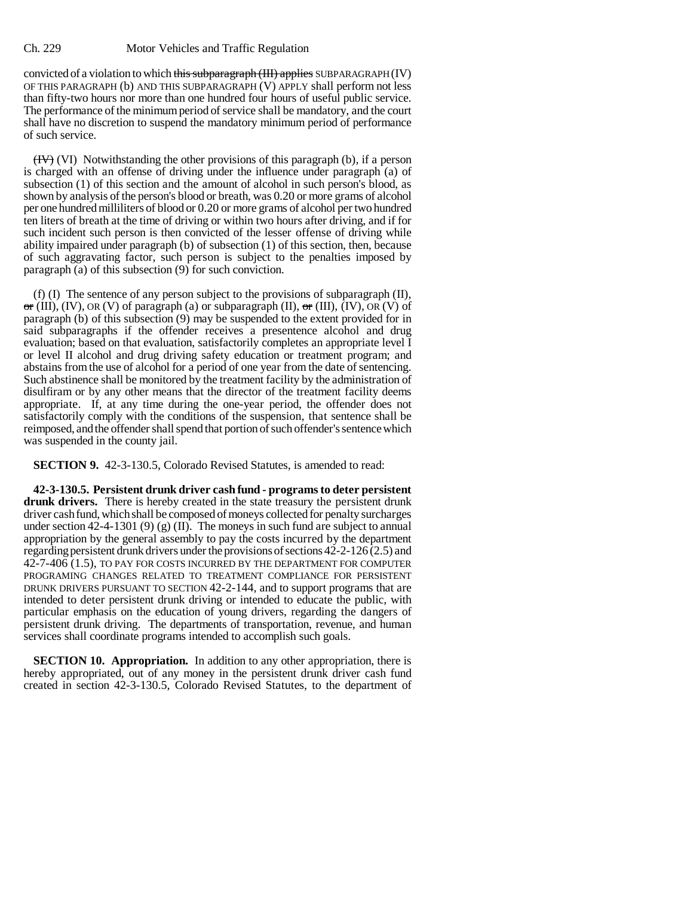convicted of a violation to which ~~this subparagraph (III) applies~~ SUBPARAGRAPH (IV) OF THIS PARAGRAPH (b) AND THIS SUBPARAGRAPH (V) APPLY shall perform not less than fifty-two hours nor more than one hundred four hours of useful public service. The performance of the minimum period of service shall be mandatory, and the court shall have no discretion to suspend the mandatory minimum period of performance of such service.

~~(IV)~~ (VI) Notwithstanding the other provisions of this paragraph (b), if a person is charged with an offense of driving under the influence under paragraph (a) of subsection (1) of this section and the amount of alcohol in such person's blood, as shown by analysis of the person's blood or breath, was 0.20 or more grams of alcohol per one hundred milliliters of blood or 0.20 or more grams of alcohol per two hundred ten liters of breath at the time of driving or within two hours after driving, and if for such incident such person is then convicted of the lesser offense of driving while ability impaired under paragraph (b) of subsection (1) of this section, then, because of such aggravating factor, such person is subject to the penalties imposed by paragraph (a) of this subsection (9) for such conviction.

(f) (I) The sentence of any person subject to the provisions of subparagraph (II), ~~or~~ (III), (IV), OR (V) of paragraph (a) or subparagraph (II), ~~or~~ (III), (IV), OR (V) of paragraph (b) of this subsection (9) may be suspended to the extent provided for in said subparagraphs if the offender receives a presentence alcohol and drug evaluation; based on that evaluation, satisfactorily completes an appropriate level I or level II alcohol and drug driving safety education or treatment program; and abstains from the use of alcohol for a period of one year from the date of sentencing. Such abstinence shall be monitored by the treatment facility by the administration of disulfiram or by any other means that the director of the treatment facility deems appropriate. If, at any time during the one-year period, the offender does not satisfactorily comply with the conditions of the suspension, that sentence shall be reimposed, and the offender shall spend that portion of such offender's sentence which was suspended in the county jail.

**SECTION 9.** 42-3-130.5, Colorado Revised Statutes, is amended to read:

**42-3-130.5. Persistent drunk driver cash fund - programs to deter persistent drunk drivers.** There is hereby created in the state treasury the persistent drunk driver cash fund, which shall be composed of moneys collected for penalty surcharges under section 42-4-1301 (9) (g) (II). The moneys in such fund are subject to annual appropriation by the general assembly to pay the costs incurred by the department regarding persistent drunk drivers under the provisions of sections 42-2-126 (2.5) and 42-7-406 (1.5), TO PAY FOR COSTS INCURRED BY THE DEPARTMENT FOR COMPUTER PROGRAMING CHANGES RELATED TO TREATMENT COMPLIANCE FOR PERSISTENT DRUNK DRIVERS PURSUANT TO SECTION 42-2-144, and to support programs that are intended to deter persistent drunk driving or intended to educate the public, with particular emphasis on the education of young drivers, regarding the dangers of persistent drunk driving. The departments of transportation, revenue, and human services shall coordinate programs intended to accomplish such goals.

**SECTION 10. Appropriation.** In addition to any other appropriation, there is hereby appropriated, out of any money in the persistent drunk driver cash fund created in section 42-3-130.5, Colorado Revised Statutes, to the department of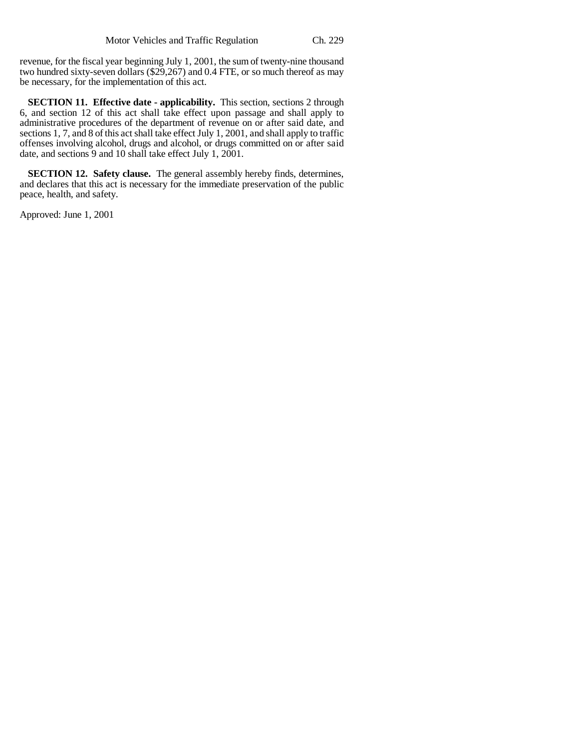revenue, for the fiscal year beginning July 1, 2001, the sum of twenty-nine thousand two hundred sixty-seven dollars ($29,267) and 0.4 FTE, or so much thereof as may be necessary, for the implementation of this act.

**SECTION 11. Effective date - applicability.** This section, sections 2 through 6, and section 12 of this act shall take effect upon passage and shall apply to administrative procedures of the department of revenue on or after said date, and sections 1, 7, and 8 of this act shall take effect July 1, 2001, and shall apply to traffic offenses involving alcohol, drugs and alcohol, or drugs committed on or after said date, and sections 9 and 10 shall take effect July 1, 2001.

**SECTION 12. Safety clause.** The general assembly hereby finds, determines, and declares that this act is necessary for the immediate preservation of the public peace, health, and safety.

Approved: June 1, 2001